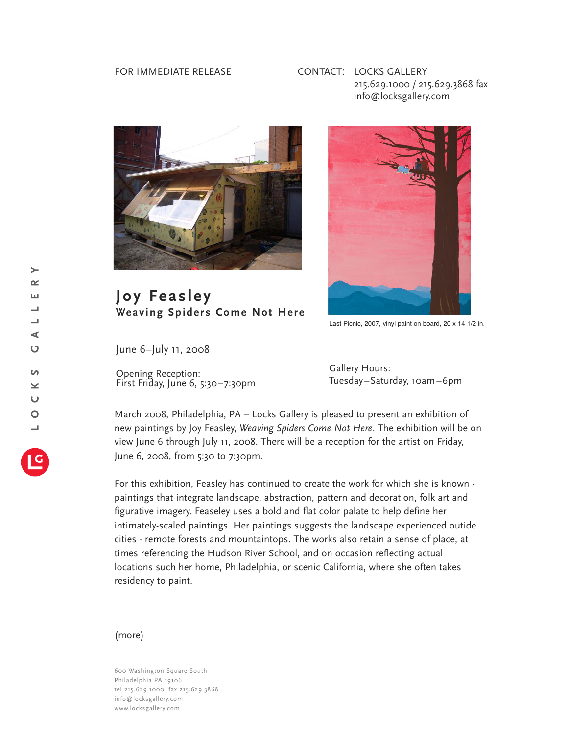FOR IMMEDIATE RELEASE

CONTACT: LOCKS GALLERY
215.629.1000 / 215.629.3868 fax
info@locksgallery.com

# Joy Feasley

## Weaving Spiders Come Not Here

Last Picnic, 2007, vinyl paint on board, 20 x 14 1/2 in.

June 6–July 11, 2008

Opening Reception:
First Friday, June 6, 5:30–7:30pm

Gallery Hours:
Tuesday–Saturday, 10am–6pm

March 2008, Philadelphia, PA – Locks Gallery is pleased to present an exhibition of new paintings by Joy Feasley, *Weaving Spiders Come Not Here*. The exhibition will be on view June 6 through July 11, 2008. There will be a reception for the artist on Friday, June 6, 2008, from 5:30 to 7:30pm.

For this exhibition, Feasley has continued to create the work for which she is known - paintings that integrate landscape, abstraction, pattern and decoration, folk art and figurative imagery. Feaseley uses a bold and flat color palate to help define her intimately-scaled paintings. Her paintings suggests the landscape experienced outide cities - remote forests and mountaintops. The works also retain a sense of place, at times referencing the Hudson River School, and on occasion reflecting actual locations such her home, Philadelphia, or scenic California, where she often takes residency to paint.

(more)

600 Washington Square South
Philadelphia PA 19106
tel 215.629.1000 fax 215.629.3868
info@locksgallery.com
www.locksgallery.com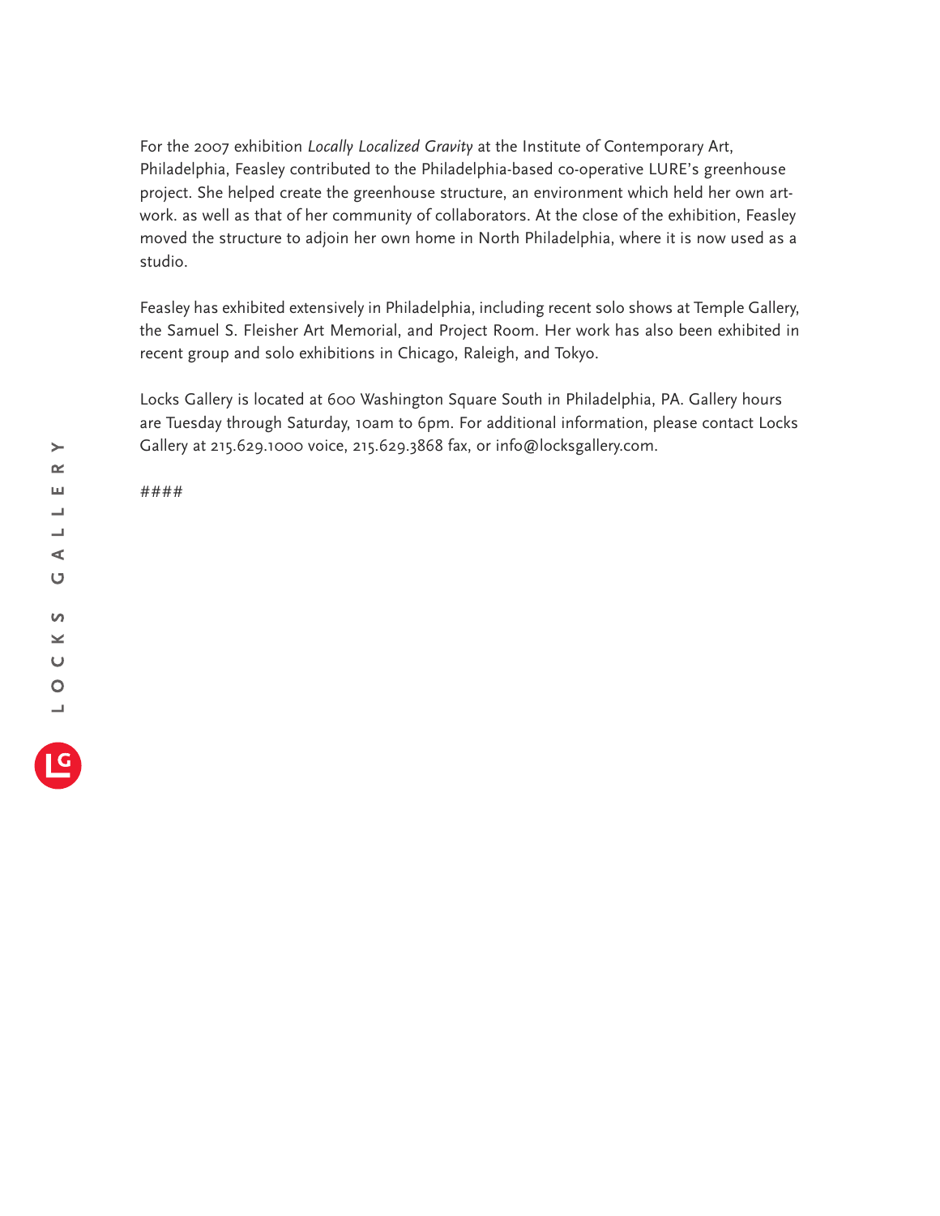For the 2007 exhibition *Locally Localized Gravity* at the Institute of Contemporary Art, Philadelphia, Feasley contributed to the Philadelphia-based co-operative LURE's greenhouse project. She helped create the greenhouse structure, an environment which held her own artwork. as well as that of her community of collaborators. At the close of the exhibition, Feasley moved the structure to adjoin her own home in North Philadelphia, where it is now used as a studio.

Feasley has exhibited extensively in Philadelphia, including recent solo shows at Temple Gallery, the Samuel S. Fleisher Art Memorial, and Project Room. Her work has also been exhibited in recent group and solo exhibitions in Chicago, Raleigh, and Tokyo.

Locks Gallery is located at 600 Washington Square South in Philadelphia, PA. Gallery hours are Tuesday through Saturday, 10am to 6pm. For additional information, please contact Locks Gallery at 215.629.1000 voice, 215.629.3868 fax, or info@locksgallery.com.

####